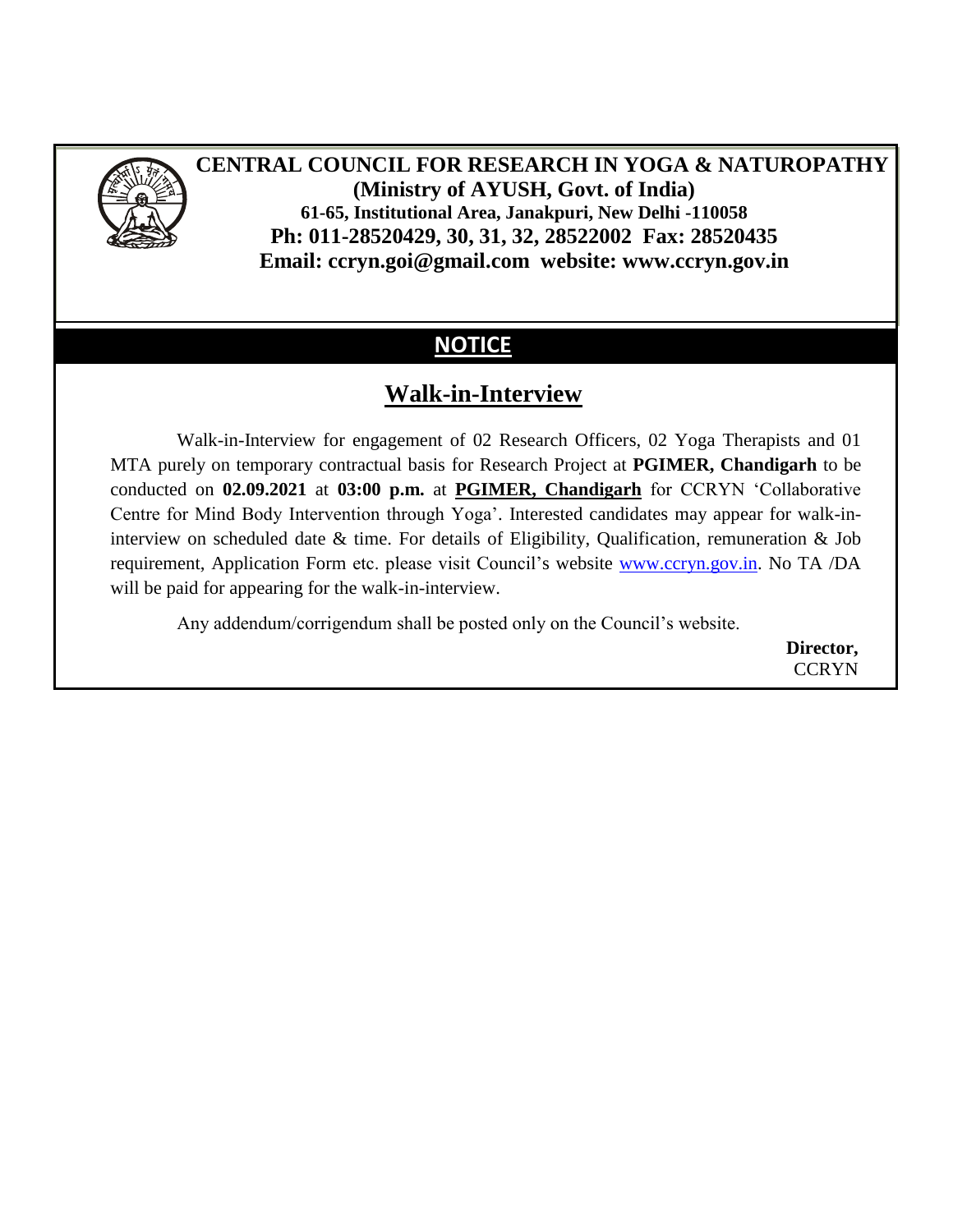# CENTRAL COUNCIL FOR RESEARCH IN YOGA & NATUROPATHY

**(Ministry of AYUSH, Govt. of India)**

**61-65, Institutional Area, Janakpuri, New Delhi -110058**

**Ph: 011-28520429, 30, 31, 32, 28522002 Fax: 28520435**

**Email: ccryn.goi@gmail.com website: www.ccryn.gov.in**

## NOTICE

## Walk-in-Interview

Walk-in-Interview for engagement of 02 Research Officers, 02 Yoga Therapists and 01 MTA purely on temporary contractual basis for Research Project at **PGIMER, Chandigarh** to be conducted on **02.09.2021** at **03:00 p.m.** at **PGIMER, Chandigarh** for CCRYN 'Collaborative Centre for Mind Body Intervention through Yoga'. Interested candidates may appear for walk-in-interview on scheduled date & time. For details of Eligibility, Qualification, remuneration & Job requirement, Application Form etc. please visit Council's website www.ccryn.gov.in. No TA /DA will be paid for appearing for the walk-in-interview.

Any addendum/corrigendum shall be posted only on the Council's website.

**Director,**
CCRYN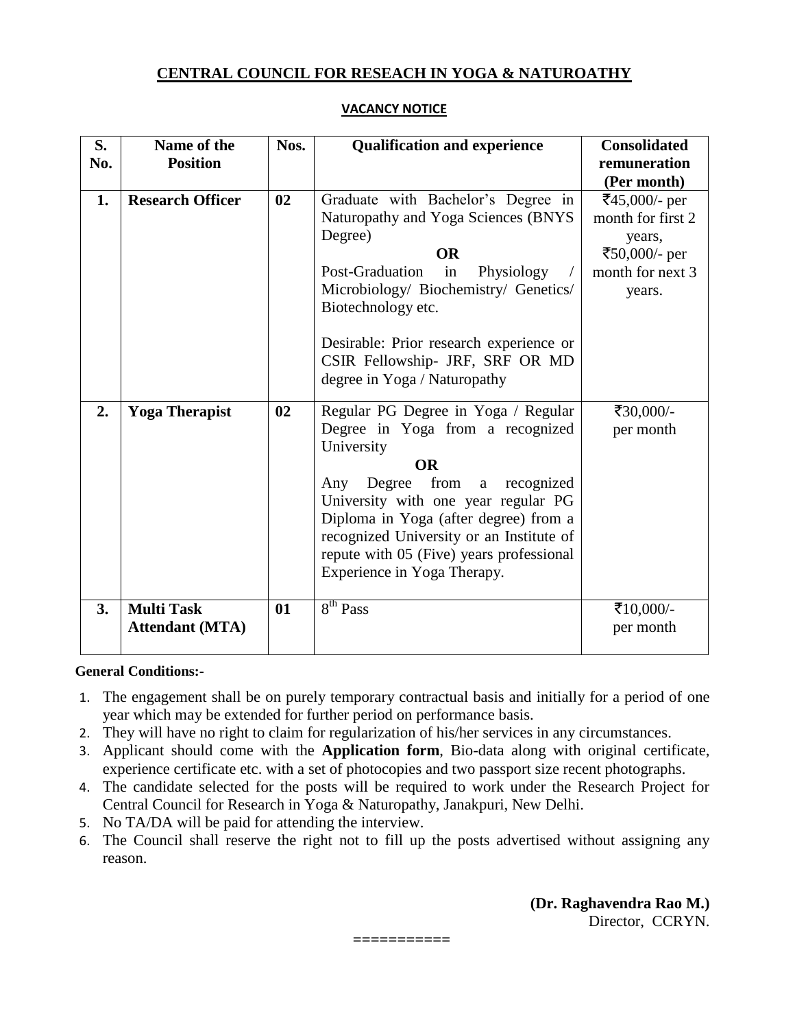# CENTRAL COUNCIL FOR RESEACH IN YOGA & NATUROATHY

## VACANCY NOTICE

| S. No. | Name of the Position | Nos. | Qualification and experience | Consolidated remuneration (Per month) |
|---|---|---|---|---|
| **1.** | **Research Officer** | **02** | Graduate with Bachelor's Degree in Naturopathy and Yoga Sciences (BNYS Degree)<br>**OR**<br>Post-Graduation in Physiology / Microbiology/ Biochemistry/ Genetics/ Biotechnology etc.<br><br>Desirable: Prior research experience or CSIR Fellowship- JRF, SRF OR MD degree in Yoga / Naturopathy | ₹45,000/- per month for first 2 years,<br>₹50,000/- per month for next 3 years. |
| **2.** | **Yoga Therapist** | **02** | Regular PG Degree in Yoga / Regular Degree in Yoga from a recognized University<br>**OR**<br>Any Degree from a recognized University with one year regular PG Diploma in Yoga (after degree) from a recognized University or an Institute of repute with 05 (Five) years professional Experience in Yoga Therapy. | ₹30,000/- per month |
| **3.** | **Multi Task Attendant (MTA)** | **01** | 8th Pass | ₹10,000/- per month |

**General Conditions:-**

1. The engagement shall be on purely temporary contractual basis and initially for a period of one year which may be extended for further period on performance basis.
2. They will have no right to claim for regularization of his/her services in any circumstances.
3. Applicant should come with the **Application form**, Bio-data along with original certificate, experience certificate etc. with a set of photocopies and two passport size recent photographs.
4. The candidate selected for the posts will be required to work under the Research Project for Central Council for Research in Yoga & Naturopathy, Janakpuri, New Delhi.
5. No TA/DA will be paid for attending the interview.
6. The Council shall reserve the right not to fill up the posts advertised without assigning any reason.

**(Dr. Raghavendra Rao M.)**
Director, CCRYN.

===========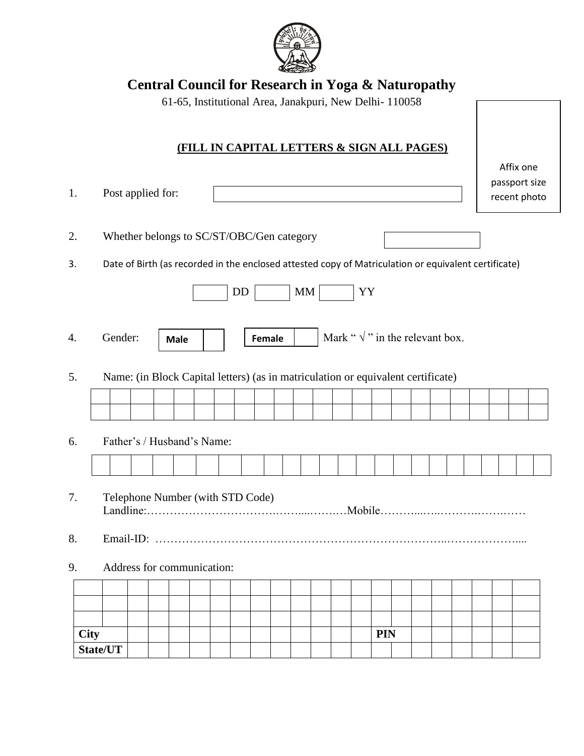# Central Council for Research in Yoga & Naturopathy

61-65, Institutional Area, Janakpuri, New Delhi- 110058

Affix one passport size recent photo

**(FILL IN CAPITAL LETTERS & SIGN ALL PAGES)**

1. Post applied for: ______________________

2. Whether belongs to SC/ST/OBC/Gen category ______________

3. Date of Birth (as recorded in the enclosed attested copy of Matriculation or equivalent certificate)

   ____ DD ____ MM ____ YY

4. Gender: **Male** [ ] **Female** [ ] Mark " √ " in the relevant box.

5. Name: (in Block Capital letters) (as in matriculation or equivalent certificate)

| | | | | | | | | | | | | | | | | | | | | | | |
|---|---|---|---|---|---|---|---|---|---|---|---|---|---|---|---|---|---|---|---|---|---|---|
| | | | | | | | | | | | | | | | | | | | | | | |

6. Father's / Husband's Name:

| | | | | | | | | | | | | | | | | | | | | | | | |
|---|---|---|---|---|---|---|---|---|---|---|---|---|---|---|---|---|---|---|---|---|---|---|---|

7. Telephone Number (with STD Code)
   Landline:……………………………….……...…….…Mobile………...…..……….…….……

8. Email-ID: ………………………………………………………………..………………....

9. Address for communication:

| | | | | | | | | | | | | | | | | | | | | | |
|---|---|---|---|---|---|---|---|---|---|---|---|---|---|---|---|---|---|---|---|---|---|
| | | | | | | | | | | | | | | | | | | | | | |
| | | | | | | | | | | | | | | | | | | | | | |
| **City** | | | | | | | | | | | | | | **PIN** | | | | | | | |
| **State/UT** | | | | | | | | | | | | | | | | | | | | | |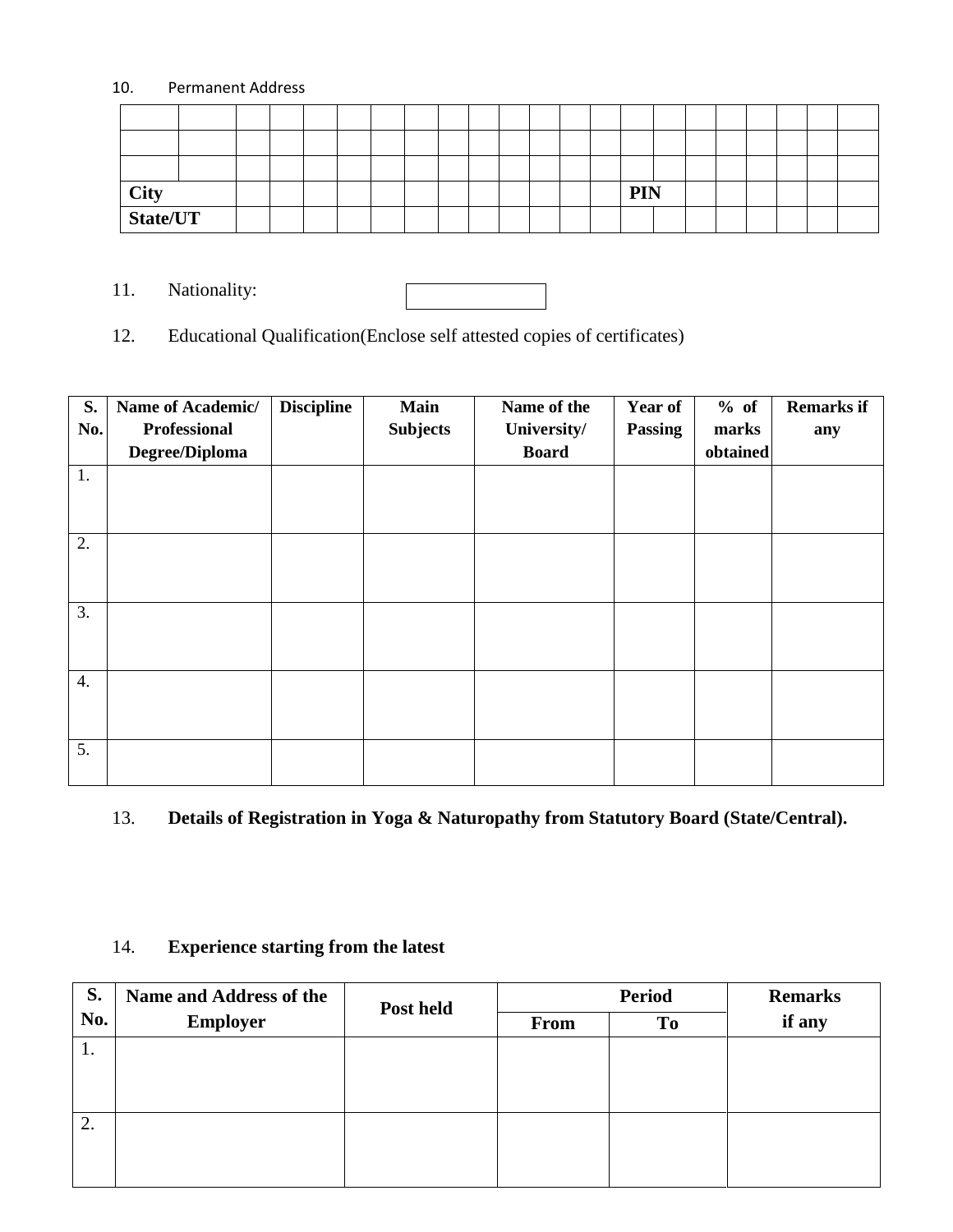10. Permanent Address

| | | | | | | | | | | | | | | | | | | | | | | |
|---|---|---|---|---|---|---|---|---|---|---|---|---|---|---|---|---|---|---|---|---|---|---|
| | | | | | | | | | | | | | | | | | | | | | | |
| | | | | | | | | | | | | | | | | | | | | | | |
| | | | | | | | | | | | | | | | | | | | | | | |
| **City** | | | | | | | | | | | | | | | **PIN** | | | | | | | |
| **State/UT** | | | | | | | | | | | | | | | | | | | | | | |

11. Nationality:

12. Educational Qualification(Enclose self attested copies of certificates)

| S. No. | Name of Academic/ Professional Degree/Diploma | Discipline | Main Subjects | Name of the University/ Board | Year of Passing | % of marks obtained | Remarks if any |
|---|---|---|---|---|---|---|---|
| 1. | | | | | | | |
| 2. | | | | | | | |
| 3. | | | | | | | |
| 4. | | | | | | | |
| 5. | | | | | | | |

13. **Details of Registration in Yoga & Naturopathy from Statutory Board (State/Central).**

14. **Experience starting from the latest**

| S. No. | Name and Address of the Employer | Post held | Period | | Remarks if any |
|---|---|---|---|---|---|
| | | | From | To | |
| 1. | | | | | |
| 2. | | | | | |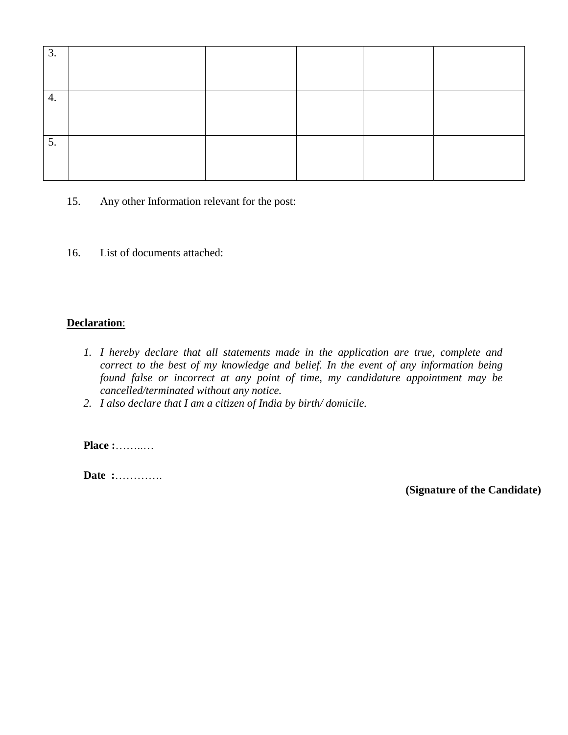| | | | | | |
|---|---|---|---|---|---|
| 3. | | | | | |
| 4. | | | | | |
| 5. | | | | | |

15. Any other Information relevant for the post:

16. List of documents attached:

**<u>Declaration</u>**:

1. *I hereby declare that all statements made in the application are true, complete and correct to the best of my knowledge and belief. In the event of any information being found false or incorrect at any point of time, my candidature appointment may be cancelled/terminated without any notice.*
2. *I also declare that I am a citizen of India by birth/ domicile.*

**Place :**……..…

**Date :**………….

**(Signature of the Candidate)**